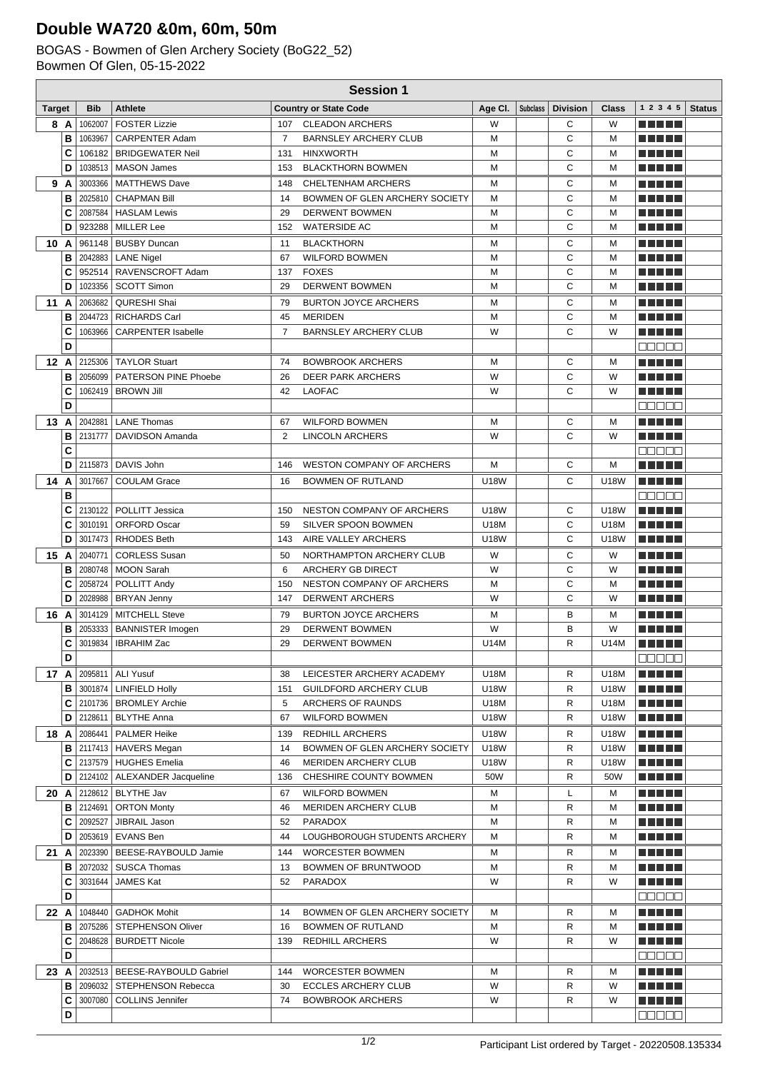# Double WA720 &0m, 60m, 50m

BOGAS - Bowmen of Glen Archery Society (BoG22_52)
Bowmen Of Glen, 05-15-2022

| Session 1 | | | | | | | | | | | |
|---|---|---|---|---|---|---|---|---|---|---|---|
| **Target** | | **Bib** | **Athlete** | **Country or State Code** | | **Age Cl.** | **Subclass** | **Division** | **Class** | **1 2 3 4 5** | **Status** |
| 8 | A | 1062007 | FOSTER Lizzie | 107 | CLEADON ARCHERS | W | | C | W | | |
| | B | 1063967 | CARPENTER Adam | 7 | BARNSLEY ARCHERY CLUB | M | | C | M | | |
| | C | 106182 | BRIDGEWATER Neil | 131 | HINXWORTH | M | | C | M | | |
| | D | 1038513 | MASON James | 153 | BLACKTHORN BOWMEN | M | | C | M | | |
| 9 | A | 3003366 | MATTHEWS Dave | 148 | CHELTENHAM ARCHERS | M | | C | M | | |
| | B | 2025810 | CHAPMAN Bill | 14 | BOWMEN OF GLEN ARCHERY SOCIETY | M | | C | M | | |
| | C | 2087584 | HASLAM Lewis | 29 | DERWENT BOWMEN | M | | C | M | | |
| | D | 923288 | MILLER Lee | 152 | WATERSIDE AC | M | | C | M | | |
| 10 | A | 961148 | BUSBY Duncan | 11 | BLACKTHORN | M | | C | M | | |
| | B | 2042883 | LANE Nigel | 67 | WILFORD BOWMEN | M | | C | M | | |
| | C | 952514 | RAVENSCROFT Adam | 137 | FOXES | M | | C | M | | |
| | D | 1023356 | SCOTT Simon | 29 | DERWENT BOWMEN | M | | C | M | | |
| 11 | A | 2063682 | QURESHI Shai | 79 | BURTON JOYCE ARCHERS | M | | C | M | | |
| | B | 2044723 | RICHARDS Carl | 45 | MERIDEN | M | | C | M | | |
| | C | 1063966 | CARPENTER Isabelle | 7 | BARNSLEY ARCHERY CLUB | W | | C | W | | |
| | D | | | | | | | | | | |
| 12 | A | 2125306 | TAYLOR Stuart | 74 | BOWBROOK ARCHERS | M | | C | M | | |
| | B | 2056099 | PATERSON PINE Phoebe | 26 | DEER PARK ARCHERS | W | | C | W | | |
| | C | 1062419 | BROWN Jill | 42 | LAOFAC | W | | C | W | | |
| | D | | | | | | | | | | |
| 13 | A | 2042881 | LANE Thomas | 67 | WILFORD BOWMEN | M | | C | M | | |
| | B | 2131777 | DAVIDSON Amanda | 2 | LINCOLN ARCHERS | W | | C | W | | |
| | C | | | | | | | | | | |
| | D | 2115873 | DAVIS John | 146 | WESTON COMPANY OF ARCHERS | M | | C | M | | |
| 14 | A | 3017667 | COULAM Grace | 16 | BOWMEN OF RUTLAND | U18W | | C | U18W | | |
| | B | | | | | | | | | | |
| | C | 2130122 | POLLITT Jessica | 150 | NESTON COMPANY OF ARCHERS | U18W | | C | U18W | | |
| | C | 3010191 | ORFORD Oscar | 59 | SILVER SPOON BOWMEN | U18M | | C | U18M | | |
| | D | 3017473 | RHODES Beth | 143 | AIRE VALLEY ARCHERS | U18W | | C | U18W | | |
| 15 | A | 2040771 | CORLESS Susan | 50 | NORTHAMPTON ARCHERY CLUB | W | | C | W | | |
| | B | 2080748 | MOON Sarah | 6 | ARCHERY GB DIRECT | W | | C | W | | |
| | C | 2058724 | POLLITT Andy | 150 | NESTON COMPANY OF ARCHERS | M | | C | M | | |
| | D | 2028988 | BRYAN Jenny | 147 | DERWENT ARCHERS | W | | C | W | | |
| 16 | A | 3014129 | MITCHELL Steve | 79 | BURTON JOYCE ARCHERS | M | | B | M | | |
| | B | 2053333 | BANNISTER Imogen | 29 | DERWENT BOWMEN | W | | B | W | | |
| | C | 3019834 | IBRAHIM Zac | 29 | DERWENT BOWMEN | U14M | | R | U14M | | |
| | D | | | | | | | | | | |
| 17 | A | 2095811 | ALI Yusuf | 38 | LEICESTER ARCHERY ACADEMY | U18M | | R | U18M | | |
| | B | 3001874 | LINFIELD Holly | 151 | GUILDFORD ARCHERY CLUB | U18W | | R | U18W | | |
| | C | 2101736 | BROMLEY Archie | 5 | ARCHERS OF RAUNDS | U18M | | R | U18M | | |
| | D | 2128611 | BLYTHE Anna | 67 | WILFORD BOWMEN | U18W | | R | U18W | | |
| 18 | A | 2086441 | PALMER Heike | 139 | REDHILL ARCHERS | U18W | | R | U18W | | |
| | B | 2117413 | HAVERS Megan | 14 | BOWMEN OF GLEN ARCHERY SOCIETY | U18W | | R | U18W | | |
| | C | 2137579 | HUGHES Emelia | 46 | MERIDEN ARCHERY CLUB | U18W | | R | U18W | | |
| | D | 2124102 | ALEXANDER Jacqueline | 136 | CHESHIRE COUNTY BOWMEN | 50W | | R | 50W | | |
| 20 | A | 2128612 | BLYTHE Jav | 67 | WILFORD BOWMEN | M | | L | M | | |
| | B | 2124691 | ORTON Monty | 46 | MERIDEN ARCHERY CLUB | M | | R | M | | |
| | C | 2092527 | JIBRAIL Jason | 52 | PARADOX | M | | R | M | | |
| | D | 2053619 | EVANS Ben | 44 | LOUGHBOROUGH STUDENTS ARCHERY | M | | R | M | | |
| 21 | A | 2023390 | BEESE-RAYBOULD Jamie | 144 | WORCESTER BOWMEN | M | | R | M | | |
| | B | 2072032 | SUSCA Thomas | 13 | BOWMEN OF BRUNTWOOD | M | | R | M | | |
| | C | 3031644 | JAMES Kat | 52 | PARADOX | W | | R | W | | |
| | D | | | | | | | | | | |
| 22 | A | 1048440 | GADHOK Mohit | 14 | BOWMEN OF GLEN ARCHERY SOCIETY | M | | R | M | | |
| | B | 2075286 | STEPHENSON Oliver | 16 | BOWMEN OF RUTLAND | M | | R | M | | |
| | C | 2048628 | BURDETT Nicole | 139 | REDHILL ARCHERS | W | | R | W | | |
| | D | | | | | | | | | | |
| 23 | A | 2032513 | BEESE-RAYBOULD Gabriel | 144 | WORCESTER BOWMEN | M | | R | M | | |
| | B | 2096032 | STEPHENSON Rebecca | 30 | ECCLES ARCHERY CLUB | W | | R | W | | |
| | C | 3007080 | COLLINS Jennifer | 74 | BOWBROOK ARCHERS | W | | R | W | | |
| | D | | | | | | | | | | |

Participant List ordered by Target - 20220508.135334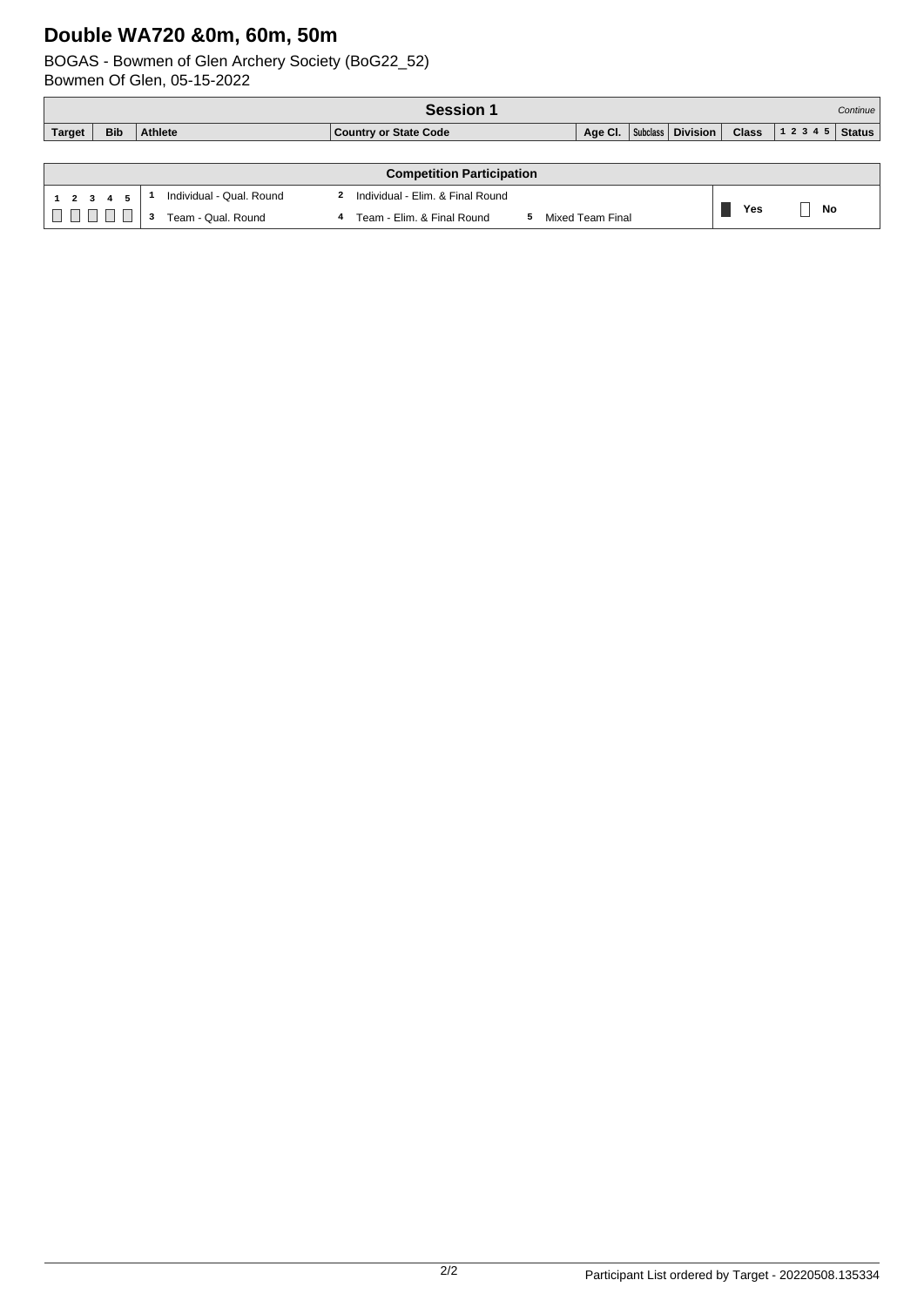# Double WA720 &0m, 60m, 50m

BOGAS - Bowmen of Glen Archery Society (BoG22_52)
Bowmen Of Glen, 05-15-2022

| Session 1 | | | | | | | | | *Continue* |
|---|---|---|---|---|---|---|---|---|---|
| Target | Bib | Athlete | Country or State Code | Age Cl. | Subclass | Division | Class | 1 2 3 4 5 | Status |

| Competition Participation | | | | |
|---|---|---|---|---|
| 1 2 3 4 5 | 1 Individual - Qual. Round | 2 Individual - Elim. & Final Round | | Yes / No |
| | 3 Team - Qual. Round | 4 Team - Elim. & Final Round | 5 Mixed Team Final | |

Participant List ordered by Target - 20220508.135334